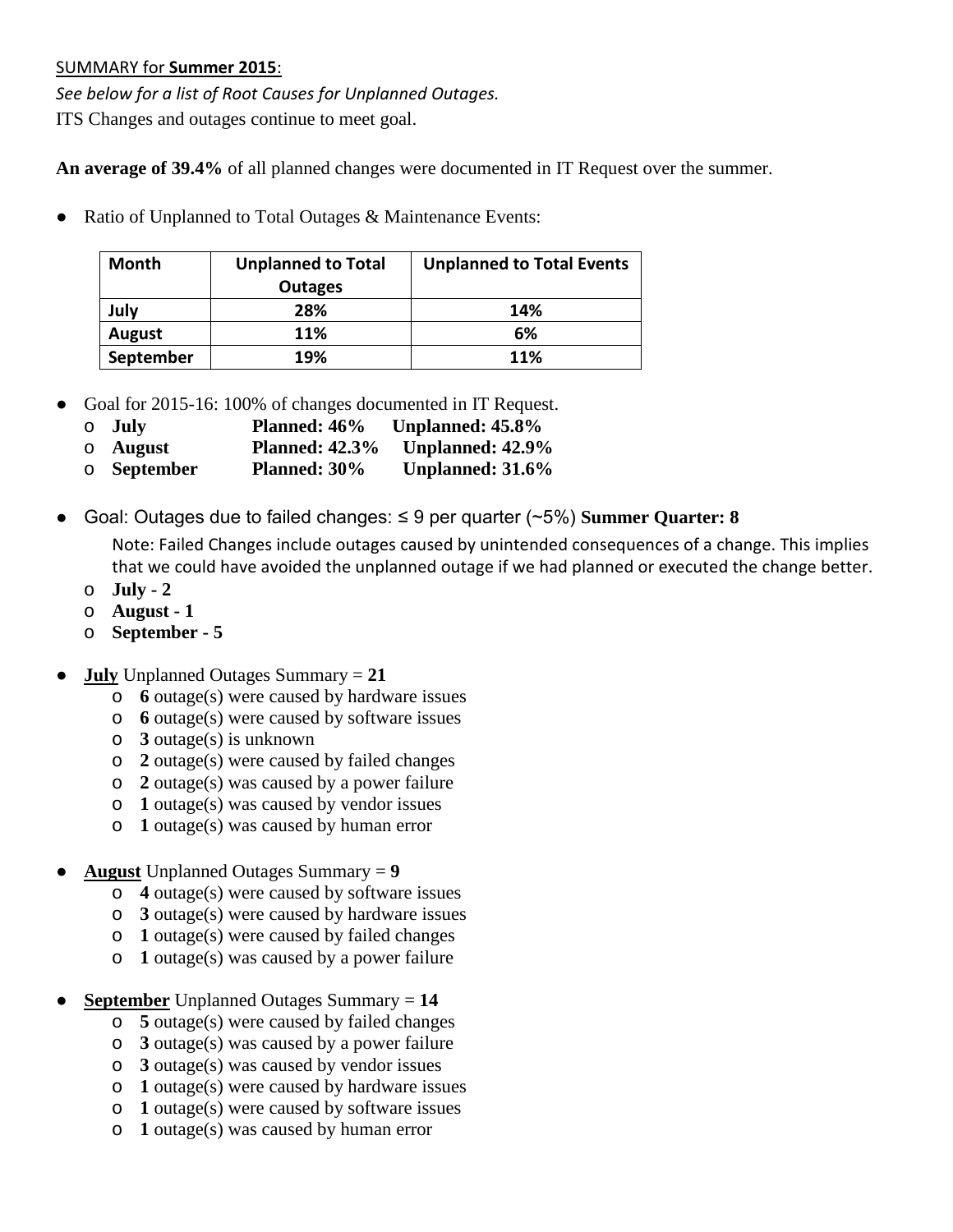SUMMARY for **Summer 2015**:

*See below for a list of Root Causes for Unplanned Outages.*

ITS Changes and outages continue to meet goal.

**An average of 39.4%** of all planned changes were documented in IT Request over the summer.

- Ratio of Unplanned to Total Outages & Maintenance Events:

| Month | Unplanned to Total Outages | Unplanned to Total Events |
|---|---|---|
| July | 28% | 14% |
| August | 11% | 6% |
| September | 19% | 11% |

- Goal for 2015-16: 100% of changes documented in IT Request.
  - **July** **Planned: 46%** **Unplanned: 45.8%**
  - **August** **Planned: 42.3%** **Unplanned: 42.9%**
  - **September** **Planned: 30%** **Unplanned: 31.6%**

- Goal: Outages due to failed changes: ≤ 9 per quarter (~5%) **Summer Quarter: 8**

  Note: Failed Changes include outages caused by unintended consequences of a change. This implies that we could have avoided the unplanned outage if we had planned or executed the change better.

  - **July - 2**
  - **August - 1**
  - **September - 5**

- **July** Unplanned Outages Summary = **21**
  - **6** outage(s) were caused by hardware issues
  - **6** outage(s) were caused by software issues
  - **3** outage(s) is unknown
  - **2** outage(s) were caused by failed changes
  - **2** outage(s) was caused by a power failure
  - **1** outage(s) was caused by vendor issues
  - **1** outage(s) was caused by human error

- **August** Unplanned Outages Summary = **9**
  - **4** outage(s) were caused by software issues
  - **3** outage(s) were caused by hardware issues
  - **1** outage(s) were caused by failed changes
  - **1** outage(s) was caused by a power failure

- **September** Unplanned Outages Summary = **14**
  - **5** outage(s) were caused by failed changes
  - **3** outage(s) was caused by a power failure
  - **3** outage(s) was caused by vendor issues
  - **1** outage(s) were caused by hardware issues
  - **1** outage(s) were caused by software issues
  - **1** outage(s) was caused by human error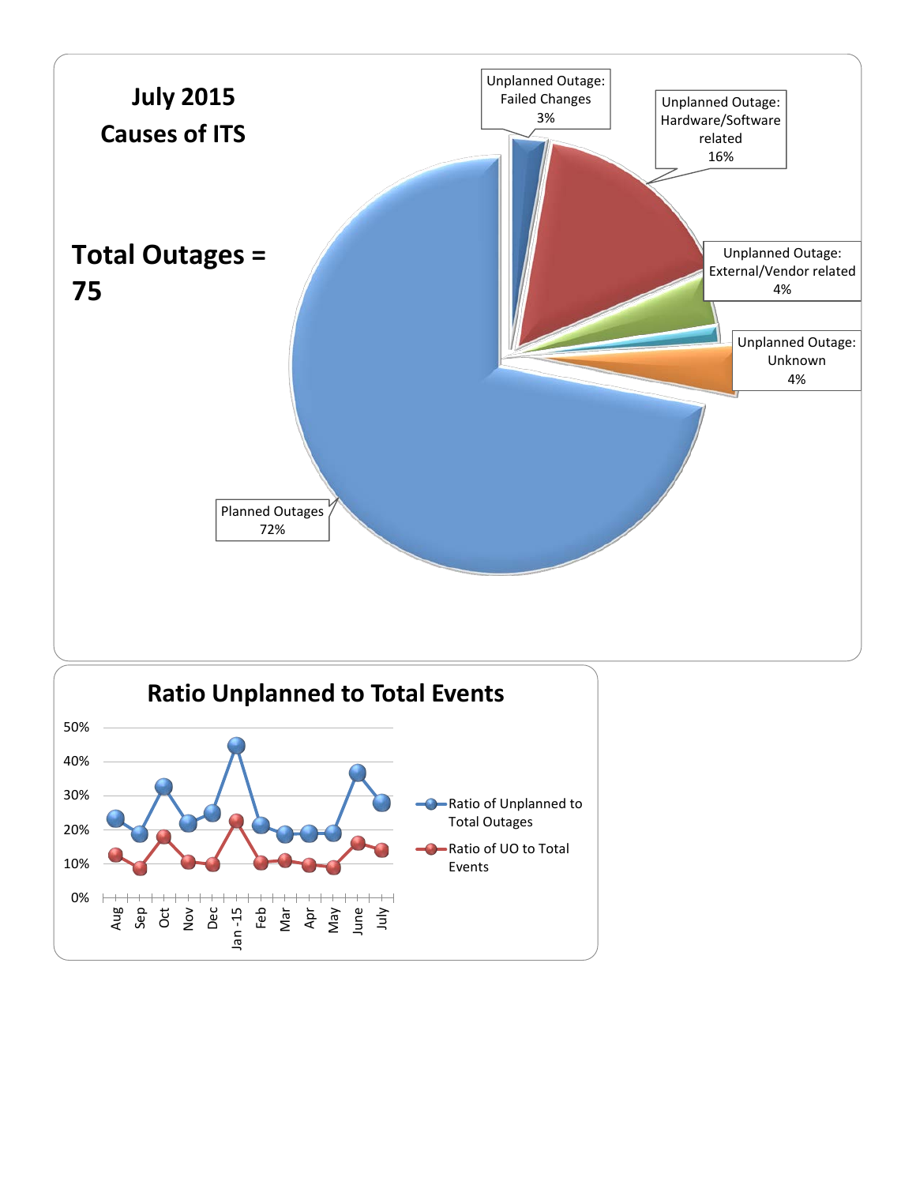**July 2015**
**Causes of ITS**

**Total Outages = 75**

Unplanned Outage: Failed Changes 3%

Unplanned Outage: Hardware/Software related 16%

Unplanned Outage: External/Vendor related 4%

Unplanned Outage: Unknown 4%

Planned Outages 72%

**Ratio Unplanned to Total Events**

50%
40%
30%
20%
10%
0%

Aug Sep Oct Nov Dec Jan -15 Feb Mar Apr May June July

Ratio of Unplanned to Total Outages

Ratio of UO to Total Events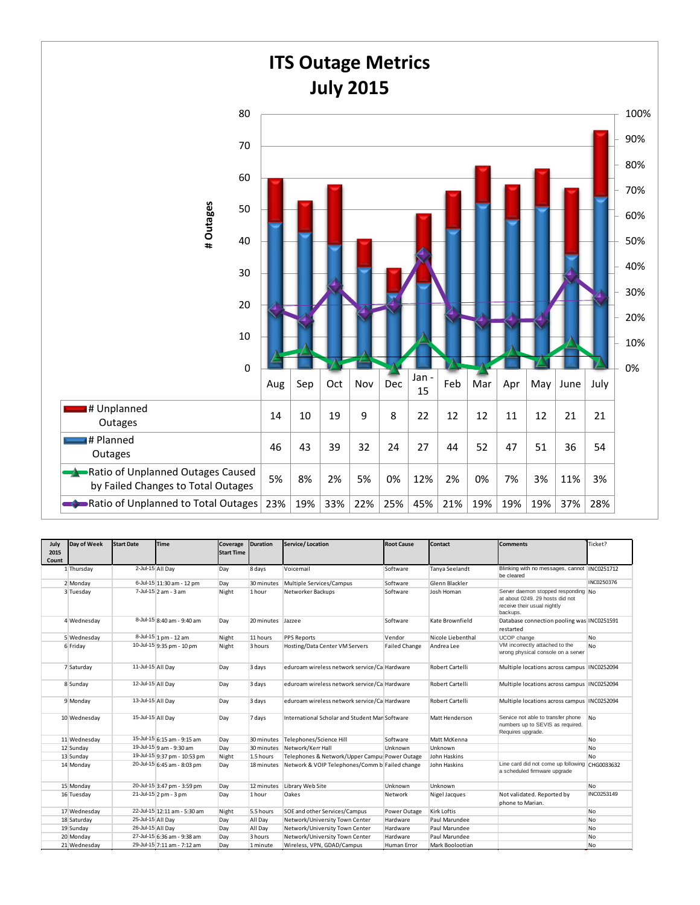# ITS Outage Metrics
## July 2015

| | Aug | Sep | Oct | Nov | Dec | Jan - 15 | Feb | Mar | Apr | May | June | July |
|---|---|---|---|---|---|---|---|---|---|---|---|---|
| # Unplanned Outages | 14 | 10 | 19 | 9 | 8 | 22 | 12 | 12 | 11 | 12 | 21 | 21 |
| # Planned Outages | 46 | 43 | 39 | 32 | 24 | 27 | 44 | 52 | 47 | 51 | 36 | 54 |
| Ratio of Unplanned Outages Caused by Failed Changes to Total Outages | 5% | 8% | 2% | 5% | 0% | 12% | 2% | 0% | 7% | 3% | 11% | 3% |
| Ratio of Unplanned to Total Outages | 23% | 19% | 33% | 22% | 25% | 45% | 21% | 19% | 19% | 19% | 37% | 28% |

| July 2015 Count | Day of Week | Start Date | Time | Coverage Start Time | Duration | Service/ Location | Root Cause | Contact | Comments | Ticket? |
|---|---|---|---|---|---|---|---|---|---|---|
| 1 | Thursday | 2-Jul-15 | All Day | Day | 8 days | Voicemail | Software | Tanya Seelandt | Blinking with no messages, cannot be cleared | INC0251712 |
| 2 | Monday | 6-Jul-15 | 11:30 am - 12 pm | Day | 30 minutes | Multiple Services/Campus | Software | Glenn Blackler | | INC0250376 |
| 3 | Tuesday | 7-Jul-15 | 2 am - 3 am | Night | 1 hour | Networker Backups | Software | Josh Homan | Server daemon stopped responding at about 0249. 29 hosts did not receive their usual nightly backups. | No |
| 4 | Wednesday | 8-Jul-15 | 8:40 am - 9:40 am | Day | 20 minutes | Jazzee | Software | Kate Brownfield | Database connection pooling was restarted | INC0251591 |
| 5 | Wednesday | 8-Jul-15 | 1 pm - 12 am | Night | 11 hours | PPS Reports | Vendor | Nicole Liebenthal | UCOP change | No |
| 6 | Friday | 10-Jul-15 | 9:35 pm - 10 pm | Night | 3 hours | Hosting/Data Center VM Servers | Failed Change | Andrea Lee | VM incorrectly attached to the wrong physical console on a server | No |
| 7 | Saturday | 11-Jul-15 | All Day | Day | 3 days | eduroam wireless network service/Ca | Hardware | Robert Cartelli | Multiple locations across campus | INC0252094 |
| 8 | Sunday | 12-Jul-15 | All Day | Day | 3 days | eduroam wireless network service/Ca | Hardware | Robert Cartelli | Multiple locations across campus | INC0252094 |
| 9 | Monday | 13-Jul-15 | All Day | Day | 3 days | eduroam wireless network service/Ca | Hardware | Robert Cartelli | Multiple locations across campus | INC0252094 |
| 10 | Wednesday | 15-Jul-15 | All Day | Day | 7 days | International Scholar and Student Man | Software | Matt Henderson | Service not able to transfer phone numbers up to SEVIS as required. Requires upgrade. | No |
| 11 | Wednesday | 15-Jul-15 | 6:15 am - 9:15 am | Day | 30 minutes | Telephones/Science Hill | Software | Matt McKenna | | No |
| 12 | Sunday | 19-Jul-15 | 9 am - 9:30 am | Day | 30 minutes | Network/Kerr Hall | Unknown | Unknown | | No |
| 13 | Sunday | 19-Jul-15 | 9:37 pm - 10:53 pm | Night | 1.5 hours | Telephones & Network/Upper Campus | Power Outage | John Haskins | | No |
| 14 | Monday | 20-Jul-15 | 6:45 am - 8:03 pm | Day | 18 minutes | Network & VOIP Telephones/Comm b | Failed change | John Haskins | Line card did not come up following a scheduled firmware upgrade | CHG0033632 |
| 15 | Monday | 20-Jul-15 | 3:47 pm - 3:59 pm | Day | 12 minutes | Library Web Site | Unknown | Unknown | | No |
| 16 | Tuesday | 21-Jul-15 | 2 pm - 3 pm | Day | 1 hour | Oakes | Network | Nigel Jacques | Not validated. Reported by phone to Marian. | INC0253149 |
| 17 | Wednesday | 22-Jul-15 | 12:11 am - 5:30 am | Night | 5.5 hours | SOE and other Services/Campus | Power Outage | Kirk Loftis | | No |
| 18 | Saturday | 25-Jul-15 | All Day | Day | All Day | Network/University Town Center | Hardware | Paul Marundee | | No |
| 19 | Sunday | 26-Jul-15 | All Day | Day | All Day | Network/University Town Center | Hardware | Paul Marundee | | No |
| 20 | Monday | 27-Jul-15 | 6:36 am - 9:38 am | Day | 3 hours | Network/University Town Center | Hardware | Paul Marundee | | No |
| 21 | Wednesday | 29-Jul-15 | 7:11 am - 7:12 am | Day | 1 minute | Wireless, VPN, GDAD/Campus | Human Error | Mark Boolootian | | No |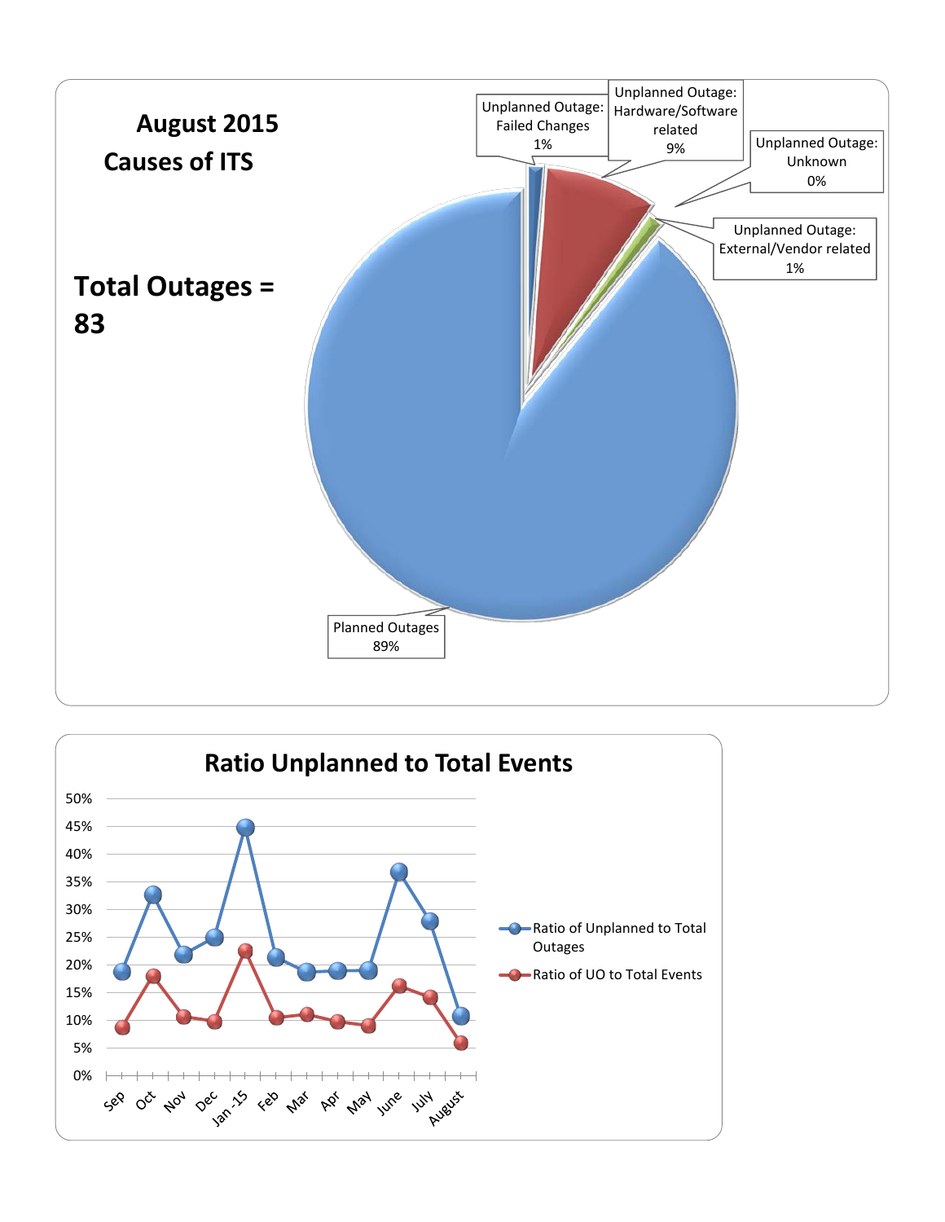**August 2015**

**Causes of ITS**

**Total Outages = 83**

Unplanned Outage: Failed Changes 1%

Unplanned Outage: Hardware/Software related 9%

Unplanned Outage: Unknown 0%

Unplanned Outage: External/Vendor related 1%

Planned Outages 89%

**Ratio Unplanned to Total Events**

50%
45%
40%
35%
30%
25%
20%
15%
10%
5%
0%

Sep, Oct, Nov, Dec, Jan -15, Feb, Mar, Apr, May, June, July, August

Ratio of Unplanned to Total Outages

Ratio of UO to Total Events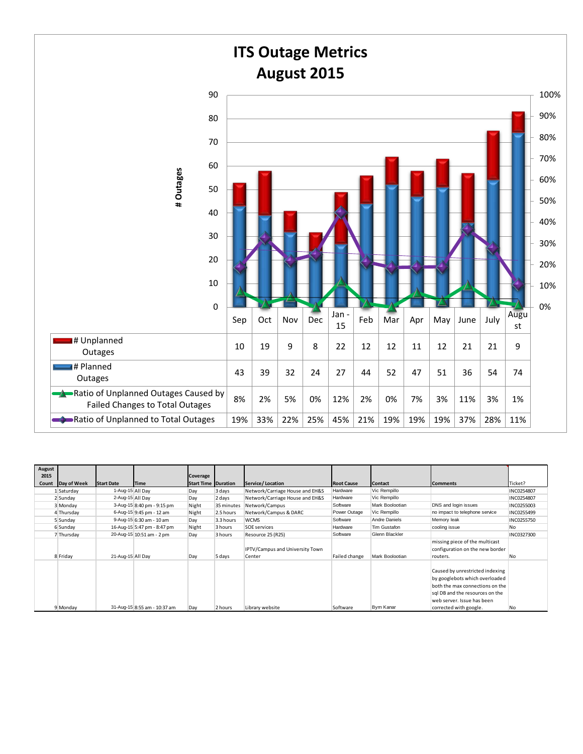# ITS Outage Metrics
## August 2015

| | Sep | Oct | Nov | Dec | Jan - 15 | Feb | Mar | Apr | May | June | July | August |
|---|---|---|---|---|---|---|---|---|---|---|---|---|
| # Unplanned Outages | 10 | 19 | 9 | 8 | 22 | 12 | 12 | 11 | 12 | 21 | 21 | 9 |
| # Planned Outages | 43 | 39 | 32 | 24 | 27 | 44 | 52 | 47 | 51 | 36 | 54 | 74 |
| Ratio of Unplanned Outages Caused by Failed Changes to Total Outages | 8% | 2% | 5% | 0% | 12% | 2% | 0% | 7% | 3% | 11% | 3% | 1% |
| Ratio of Unplanned to Total Outages | 19% | 33% | 22% | 25% | 45% | 21% | 19% | 19% | 19% | 37% | 28% | 11% |

| August 2015 Count | Day of Week | Start Date | Time | Coverage Start Time | Duration | Service/ Location | Root Cause | Contact | Comments | Ticket? |
|---|---|---|---|---|---|---|---|---|---|---|
| 1 | Saturday | 1-Aug-15 | All Day | Day | 3 days | Network/Carriage House and EH&S | Hardware | Vic Rempillo | | INC0254807 |
| 2 | Sunday | 2-Aug-15 | All Day | Day | 2 days | Network/Carriage House and EH&S | Hardware | Vic Rempillo | | INC0254807 |
| 3 | Monday | 3-Aug-15 | 8:40 pm - 9:15 pm | Night | 35 minutes | Network/Campus | Software | Mark Boolootian | DNS and login issues | INC0255003 |
| 4 | Thursday | 6-Aug-15 | 9:45 pm - 12 am | Night | 2.5 hours | Network/Campus & DARC | Power Outage | Vic Rempillo | no impact to telephone service | INC0255499 |
| 5 | Sunday | 9-Aug-15 | 6:30 am - 10 am | Day | 3.3 hours | WCMS | Software | Andre Daniels | Memory leak | INC0255750 |
| 6 | Sunday | 16-Aug-15 | 5:47 pm - 8:47 pm | Night | 3 hours | SOE services | Hardware | Tim Gustafon | cooling issue | No |
| 7 | Thursday | 20-Aug-15 | 10:51 am - 2 pm | Day | 3 hours | Resource 25 (R25) | Software | Glenn Blackler | | INC0327300 |
| 8 | Friday | 21-Aug-15 | All Day | Day | 5 days | IPTV/Campus and University Town Center | Failed change | Mark Boolootian | missing piece of the multicast configuration on the new border routers. | No |
| 9 | Monday | 31-Aug-15 | 8:55 am - 10:37 am | Day | 2 hours | Library website | Software | Bym Kanar | Caused by unrestricted indexing by googlebots which overloaded both the max connections on the sql DB and the resources on the web server. Issue has been corrected with google. | No |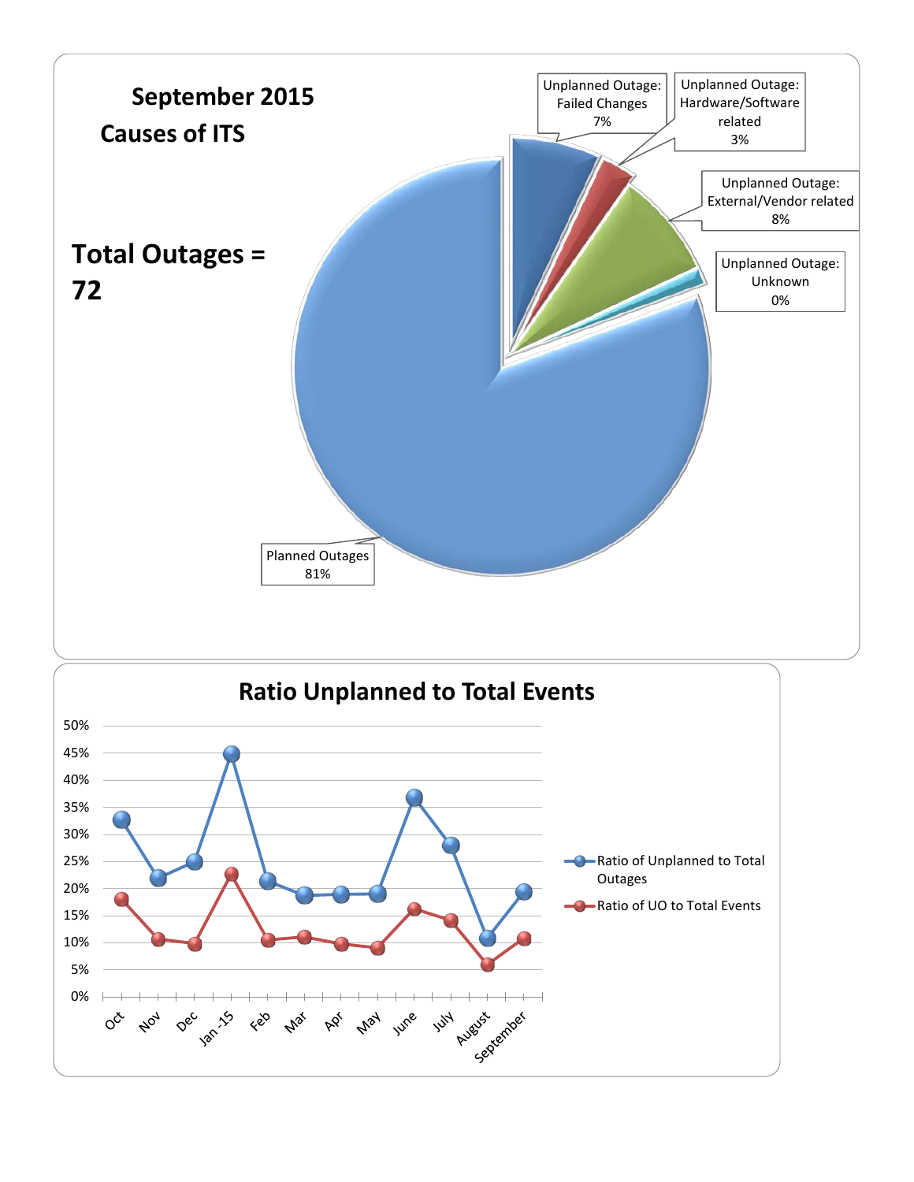**September 2015**
**Causes of ITS**

**Total Outages = 72**

- Unplanned Outage: Failed Changes 7%
- Unplanned Outage: Hardware/Software related 3%
- Unplanned Outage: External/Vendor related 8%
- Unplanned Outage: Unknown 0%
- Planned Outages 81%

**Ratio Unplanned to Total Events**

50%
45%
40%
35%
30%
25%
20%
15%
10%
5%
0%

Oct, Nov, Dec, Jan -15, Feb, Mar, Apr, May, June, July, August, September

- Ratio of Unplanned to Total Outages
- Ratio of UO to Total Events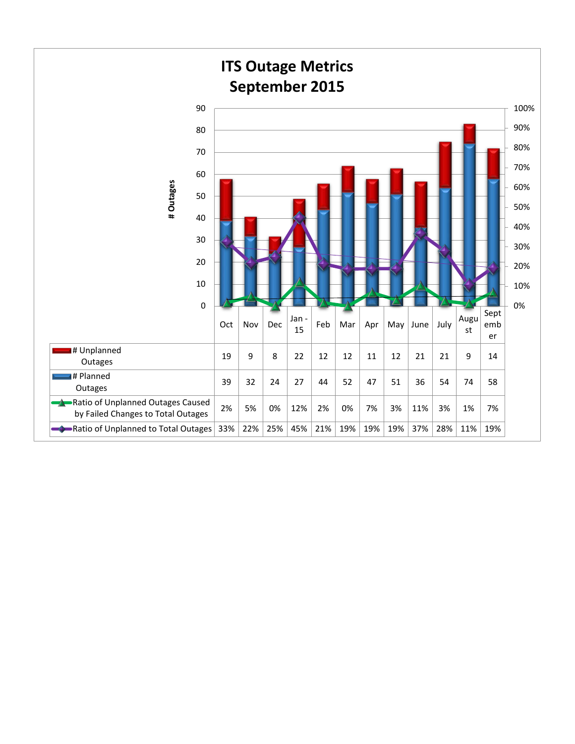# ITS Outage Metrics
# September 2015

| | Oct | Nov | Dec | Jan - 15 | Feb | Mar | Apr | May | June | July | August | September |
|---|---|---|---|---|---|---|---|---|---|---|---|---|
| # Unplanned Outages | 19 | 9 | 8 | 22 | 12 | 12 | 11 | 12 | 21 | 21 | 9 | 14 |
| # Planned Outages | 39 | 32 | 24 | 27 | 44 | 52 | 47 | 51 | 36 | 54 | 74 | 58 |
| Ratio of Unplanned Outages Caused by Failed Changes to Total Outages | 2% | 5% | 0% | 12% | 2% | 0% | 7% | 3% | 11% | 3% | 1% | 7% |
| Ratio of Unplanned to Total Outages | 33% | 22% | 25% | 45% | 21% | 19% | 19% | 19% | 37% | 28% | 11% | 19% |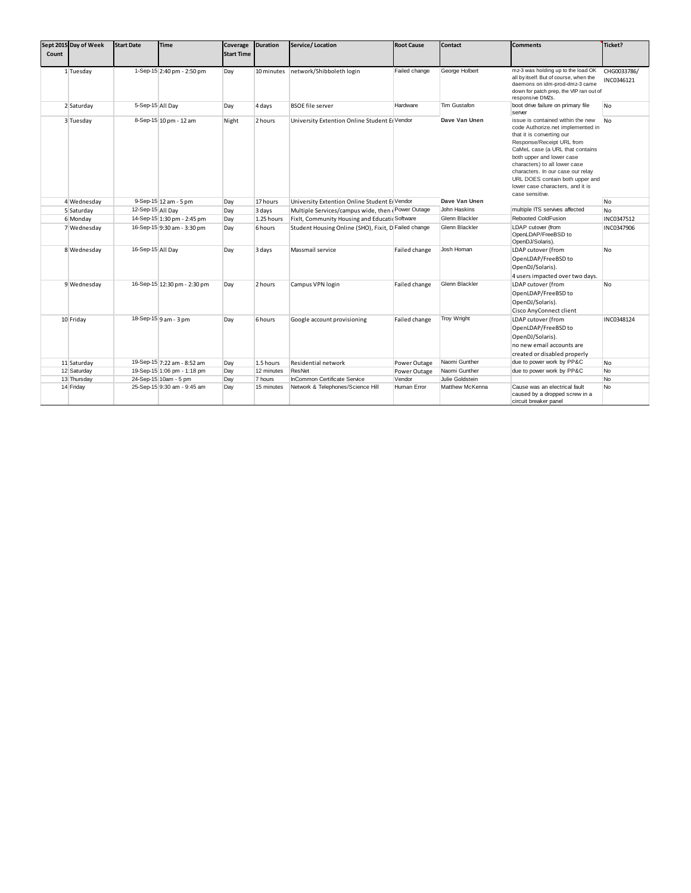| Sept 2015 Count | Day of Week | Start Date | Time | Coverage Start Time | Duration | Service/ Location | Root Cause | Contact | Comments | Ticket? |
|---|---|---|---|---|---|---|---|---|---|---|
| 1 | Tuesday | 1-Sep-15 | 2:40 pm - 2:50 pm | Day | 10 minutes | network/Shibboleth login | Failed change | George Holbert | mz-3 was holding up to the load OK all by itself. But of course, when the daemons on idm-prod-dmz-3 came down for patch prep, the VIP ran out of responsive DMZs. | CHG0033786/ INC0346121 |
| 2 | Saturday | 5-Sep-15 | All Day | Day | 4 days | BSOE file server | Hardware | Tim Gustafon | boot drive failure on primary file server | No |
| 3 | Tuesday | 8-Sep-15 | 10 pm - 12 am | Night | 2 hours | University Extention Online Student E | Vendor | Dave Van Unen | issue is contained within the new code Authorize.net implemented in that it is converting our Response/Receipt URL from CaMeL case (a URL that contains both upper and lower case characters) to all lower case characters. In our case our relay URL DOES contain both upper and lower case characters, and it is case sensitive. | No |
| 4 | Wednesday | 9-Sep-15 | 12 am - 5 pm | Day | 17 hours | University Extention Online Student E | Vendor | Dave Van Unen | | No |
| 5 | Saturday | 12-Sep-15 | All Day | Day | 3 days | Multiple Services/campus wide, then | Power Outage | John Haskins | multiple ITS servives affected | No |
| 6 | Monday | 14-Sep-15 | 1:30 pm - 2:45 pm | Day | 1.25 hours | FixIt, Community Housing and Educati | Software | Glenn Blackler | Rebooted ColdFusion | INC0347512 |
| 7 | Wednesday | 16-Sep-15 | 9:30 am - 3:30 pm | Day | 6 hours | Student Housing Online (SHO), Fixit, D | Failed change | Glenn Blackler | LDAP cutover (from OpenLDAP/FreeBSD to OpenDJ/Solaris). | INC0347906 |
| 8 | Wednesday | 16-Sep-15 | All Day | Day | 3 days | Massmail service | Failed change | Josh Homan | LDAP cutover (from OpenLDAP/FreeBSD to OpenDJ/Solaris). 4 users impacted over two days. | No |
| 9 | Wednesday | 16-Sep-15 | 12:30 pm - 2:30 pm | Day | 2 hours | Campus VPN login | Failed change | Glenn Blackler | LDAP cutover (from OpenLDAP/FreeBSD to OpenDJ/Solaris). Cisco AnyConnect client | No |
| 10 | Friday | 18-Sep-15 | 9 am - 3 pm | Day | 6 hours | Google account provisioning | Failed change | Troy Wright | LDAP cutover (from OpenLDAP/FreeBSD to OpenDJ/Solaris). no new email accounts are created or disabled properly | INC0348124 |
| 11 | Saturday | 19-Sep-15 | 7:22 am - 8:52 am | Day | 1.5 hours | Residential network | Power Outage | Naomi Gunther | due to power work by PP&C | No |
| 12 | Saturday | 19-Sep-15 | 1:06 pm - 1:18 pm | Day | 12 minutes | ResNet | Power Outage | Naomi Gunther | due to power work by PP&C | No |
| 13 | Thursday | 24-Sep-15 | 10am - 5 pm | Day | 7 hours | InCommon Certificate Service | Vendor | Julie Goldstein | | No |
| 14 | Friday | 25-Sep-15 | 9:30 am - 9:45 am | Day | 15 minutes | Network & Telephones/Science Hill | Human Error | Matthew McKenna | Cause was an electrical fault caused by a dropped screw in a circuit breaker panel | No |